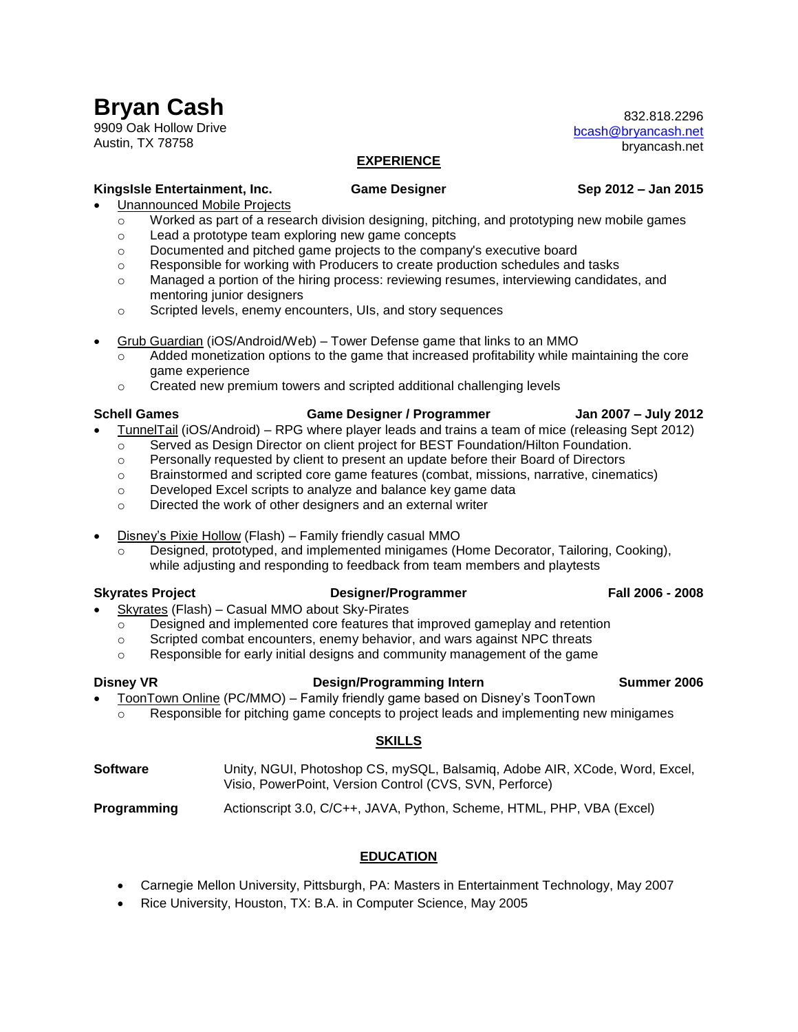# Bryan Cash

9909 Oak Hollow Drive
Austin, TX 78758

832.818.2296
bcash@bryancash.net
bryancash.net

## EXPERIENCE

**KingsIsle Entertainment, Inc. | Game Designer | Sep 2012 – Jan 2015**

- Unannounced Mobile Projects
  - Worked as part of a research division designing, pitching, and prototyping new mobile games
  - Lead a prototype team exploring new game concepts
  - Documented and pitched game projects to the company's executive board
  - Responsible for working with Producers to create production schedules and tasks
  - Managed a portion of the hiring process: reviewing resumes, interviewing candidates, and mentoring junior designers
  - Scripted levels, enemy encounters, UIs, and story sequences
- Grub Guardian (iOS/Android/Web) – Tower Defense game that links to an MMO
  - Added monetization options to the game that increased profitability while maintaining the core game experience
  - Created new premium towers and scripted additional challenging levels

**Schell Games | Game Designer / Programmer | Jan 2007 – July 2012**

- TunnelTail (iOS/Android) – RPG where player leads and trains a team of mice (releasing Sept 2012)
  - Served as Design Director on client project for BEST Foundation/Hilton Foundation.
  - Personally requested by client to present an update before their Board of Directors
  - Brainstormed and scripted core game features (combat, missions, narrative, cinematics)
  - Developed Excel scripts to analyze and balance key game data
  - Directed the work of other designers and an external writer
- Disney's Pixie Hollow (Flash) – Family friendly casual MMO
  - Designed, prototyped, and implemented minigames (Home Decorator, Tailoring, Cooking), while adjusting and responding to feedback from team members and playtests

**Skyrates Project | Designer/Programmer | Fall 2006 - 2008**

- Skyrates (Flash) – Casual MMO about Sky-Pirates
  - Designed and implemented core features that improved gameplay and retention
  - Scripted combat encounters, enemy behavior, and wars against NPC threats
  - Responsible for early initial designs and community management of the game

**Disney VR | Design/Programming Intern | Summer 2006**

- ToonTown Online (PC/MMO) – Family friendly game based on Disney's ToonTown
  - Responsible for pitching game concepts to project leads and implementing new minigames

## SKILLS

**Software** Unity, NGUI, Photoshop CS, mySQL, Balsamiq, Adobe AIR, XCode, Word, Excel, Visio, PowerPoint, Version Control (CVS, SVN, Perforce)

**Programming** Actionscript 3.0, C/C++, JAVA, Python, Scheme, HTML, PHP, VBA (Excel)

## EDUCATION

- Carnegie Mellon University, Pittsburgh, PA: Masters in Entertainment Technology, May 2007
- Rice University, Houston, TX: B.A. in Computer Science, May 2005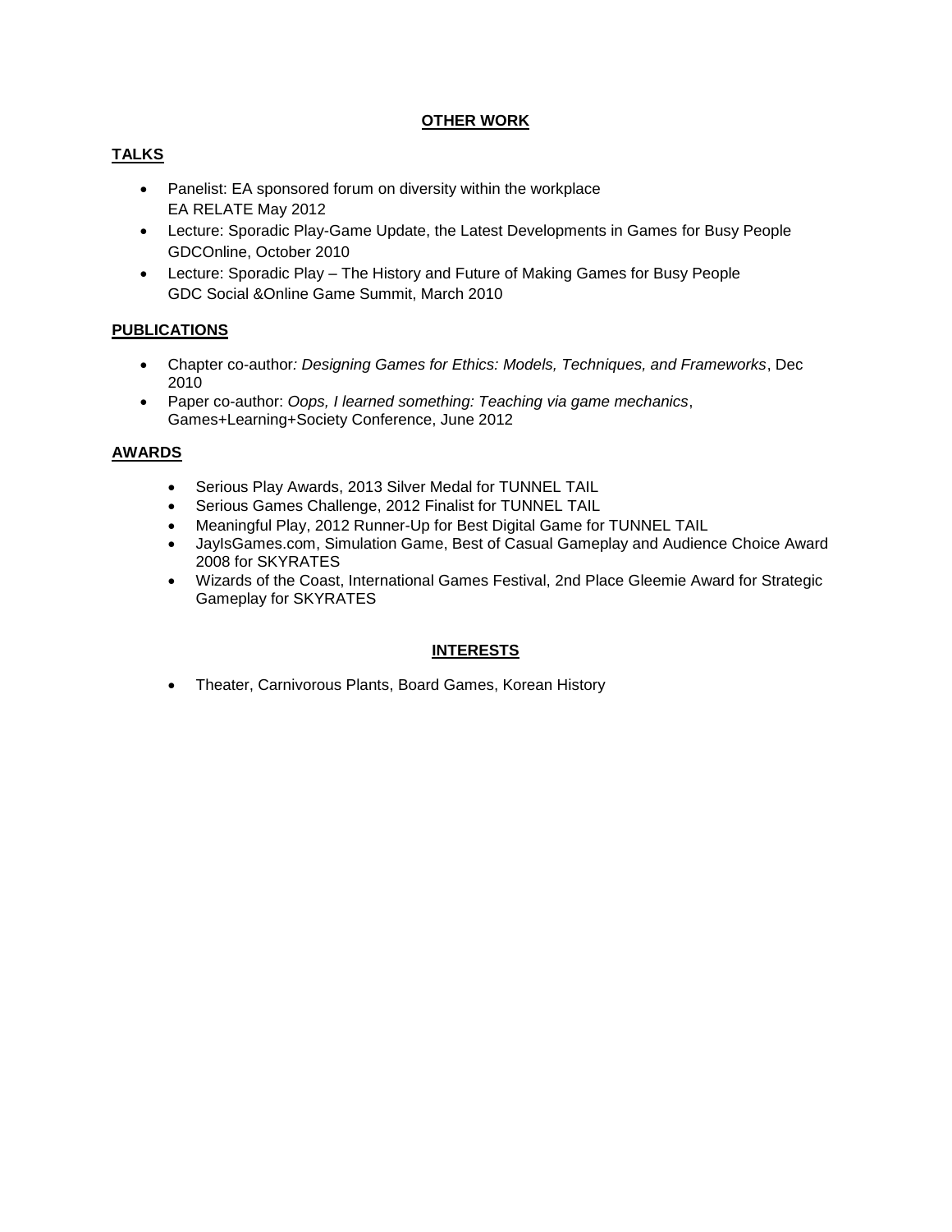## OTHER WORK

### TALKS

- Panelist: EA sponsored forum on diversity within the workplace
  EA RELATE May 2012
- Lecture: Sporadic Play-Game Update, the Latest Developments in Games for Busy People
  GDCOnline, October 2010
- Lecture: Sporadic Play – The History and Future of Making Games for Busy People
  GDC Social &Online Game Summit, March 2010

### PUBLICATIONS

- Chapter co-author*: Designing Games for Ethics: Models, Techniques, and Frameworks*, Dec 2010
- Paper co-author: *Oops, I learned something: Teaching via game mechanics*, Games+Learning+Society Conference, June 2012

### AWARDS

- Serious Play Awards, 2013 Silver Medal for TUNNEL TAIL
- Serious Games Challenge, 2012 Finalist for TUNNEL TAIL
- Meaningful Play, 2012 Runner-Up for Best Digital Game for TUNNEL TAIL
- JayIsGames.com, Simulation Game, Best of Casual Gameplay and Audience Choice Award 2008 for SKYRATES
- Wizards of the Coast, International Games Festival, 2nd Place Gleemie Award for Strategic Gameplay for SKYRATES

## INTERESTS

- Theater, Carnivorous Plants, Board Games, Korean History